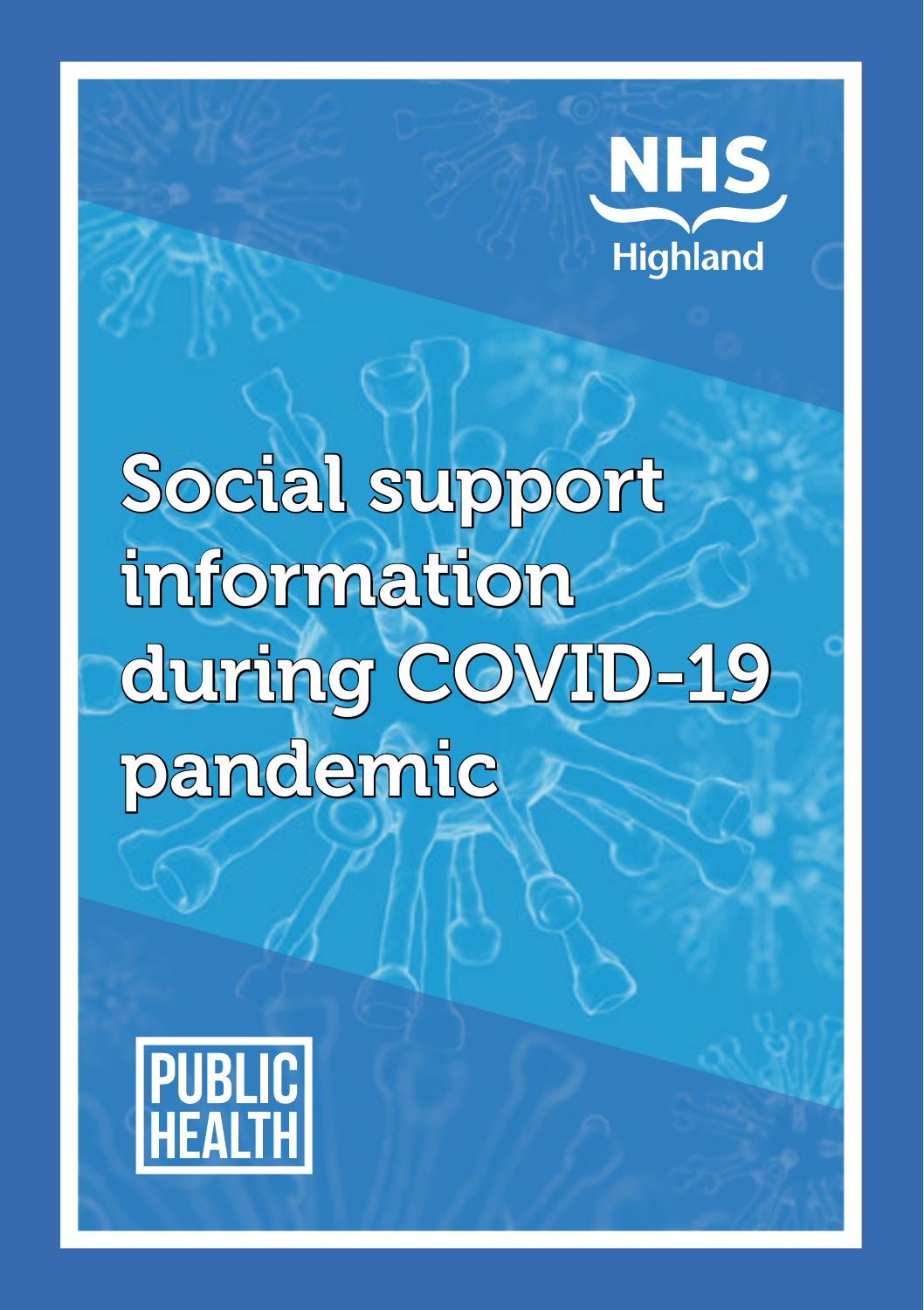NHS Highland

# Social support information during COVID-19 pandemic

PUBLIC HEALTH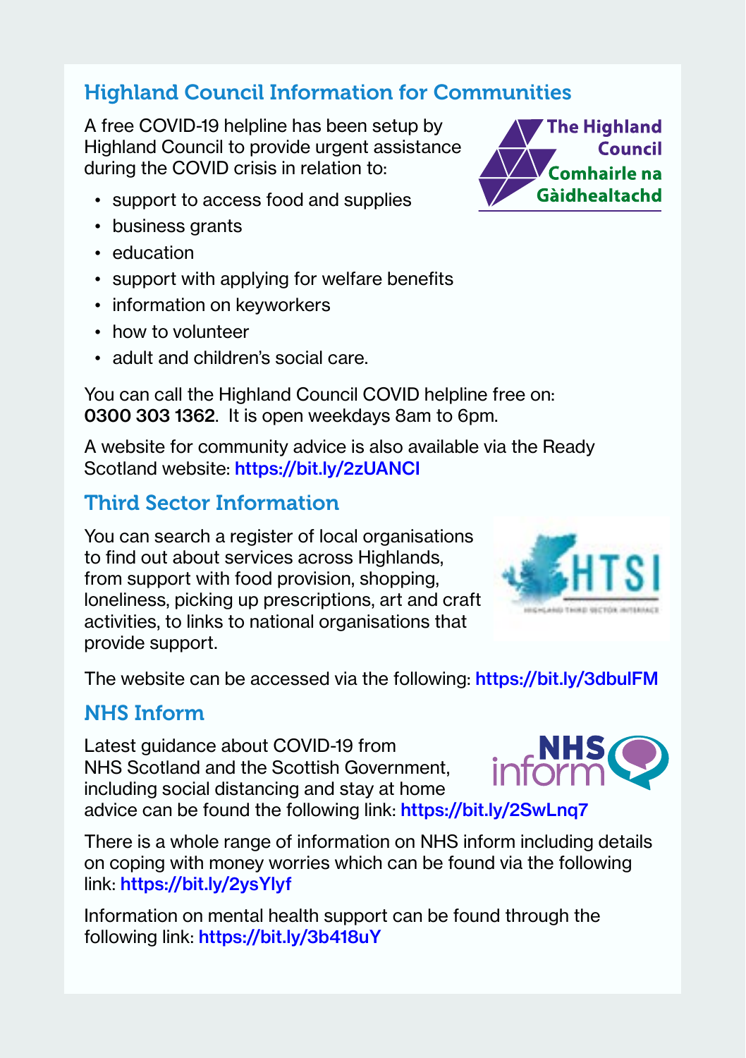## Highland Council Information for Communities

A free COVID-19 helpline has been setup by Highland Council to provide urgent assistance during the COVID crisis in relation to:

- support to access food and supplies
- business grants
- education
- support with applying for welfare benefits
- information on keyworkers
- how to volunteer
- adult and children's social care.

You can call the Highland Council COVID helpline free on: **0300 303 1362**. It is open weekdays 8am to 6pm.

A website for community advice is also available via the Ready Scotland website: **https://bit.ly/2zUANCl**

## Third Sector Information

You can search a register of local organisations to find out about services across Highlands, from support with food provision, shopping, loneliness, picking up prescriptions, art and craft activities, to links to national organisations that provide support.

The website can be accessed via the following: **https://bit.ly/3dbulFM**

## NHS Inform

Latest guidance about COVID-19 from NHS Scotland and the Scottish Government, including social distancing and stay at home advice can be found the following link: **https://bit.ly/2SwLnq7**

There is a whole range of information on NHS inform including details on coping with money worries which can be found via the following link: **https://bit.ly/2ysYlyf**

Information on mental health support can be found through the following link: **https://bit.ly/3b418uY**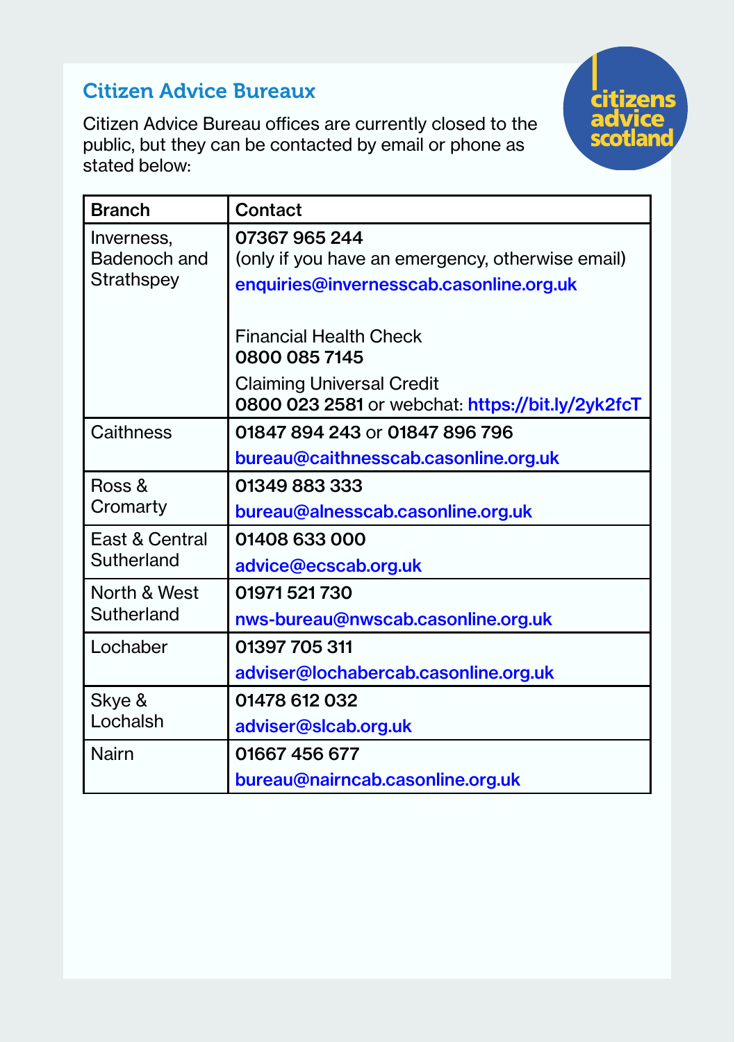## Citizen Advice Bureaux

Citizen Advice Bureau offices are currently closed to the public, but they can be contacted by email or phone as stated below:

| Branch | Contact |
|---|---|
| Inverness, Badenoch and Strathspey | **07367 965 244**<br>(only if you have an emergency, otherwise email)<br>**enquiries@invernesscab.casonline.org.uk**<br><br>Financial Health Check<br>**0800 085 7145**<br>Claiming Universal Credit<br>**0800 023 2581** or webchat: **https://bit.ly/2yk2fcT** |
| Caithness | **01847 894 243** or **01847 896 796**<br>**bureau@caithnesscab.casonline.org.uk** |
| Ross & Cromarty | **01349 883 333**<br>**bureau@alnesscab.casonline.org.uk** |
| East & Central Sutherland | **01408 633 000**<br>**advice@ecscab.org.uk** |
| North & West Sutherland | **01971 521 730**<br>**nws-bureau@nwscab.casonline.org.uk** |
| Lochaber | **01397 705 311**<br>**adviser@lochabercab.casonline.org.uk** |
| Skye & Lochalsh | **01478 612 032**<br>**adviser@slcab.org.uk** |
| Nairn | **01667 456 677**<br>**bureau@nairncab.casonline.org.uk** |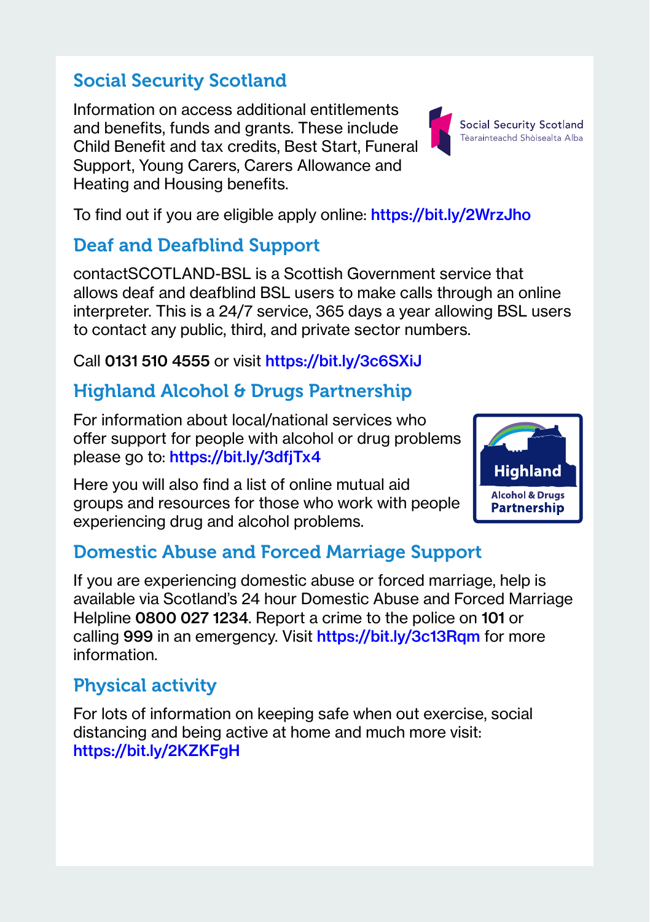## Social Security Scotland

Information on access additional entitlements and benefits, funds and grants. These include Child Benefit and tax credits, Best Start, Funeral Support, Young Carers, Carers Allowance and Heating and Housing benefits.

To find out if you are eligible apply online: **https://bit.ly/2WrzJho**

## Deaf and Deafblind Support

contactSCOTLAND-BSL is a Scottish Government service that allows deaf and deafblind BSL users to make calls through an online interpreter. This is a 24/7 service, 365 days a year allowing BSL users to contact any public, third, and private sector numbers.

Call **0131 510 4555** or visit **https://bit.ly/3c6SXiJ**

## Highland Alcohol & Drugs Partnership

For information about local/national services who offer support for people with alcohol or drug problems please go to: **https://bit.ly/3dfjTx4**

Here you will also find a list of online mutual aid groups and resources for those who work with people experiencing drug and alcohol problems.

## Domestic Abuse and Forced Marriage Support

If you are experiencing domestic abuse or forced marriage, help is available via Scotland's 24 hour Domestic Abuse and Forced Marriage Helpline **0800 027 1234**. Report a crime to the police on **101** or calling **999** in an emergency. Visit **https://bit.ly/3c13Rqm** for more information.

## Physical activity

For lots of information on keeping safe when out exercise, social distancing and being active at home and much more visit: **https://bit.ly/2KZKFgH**